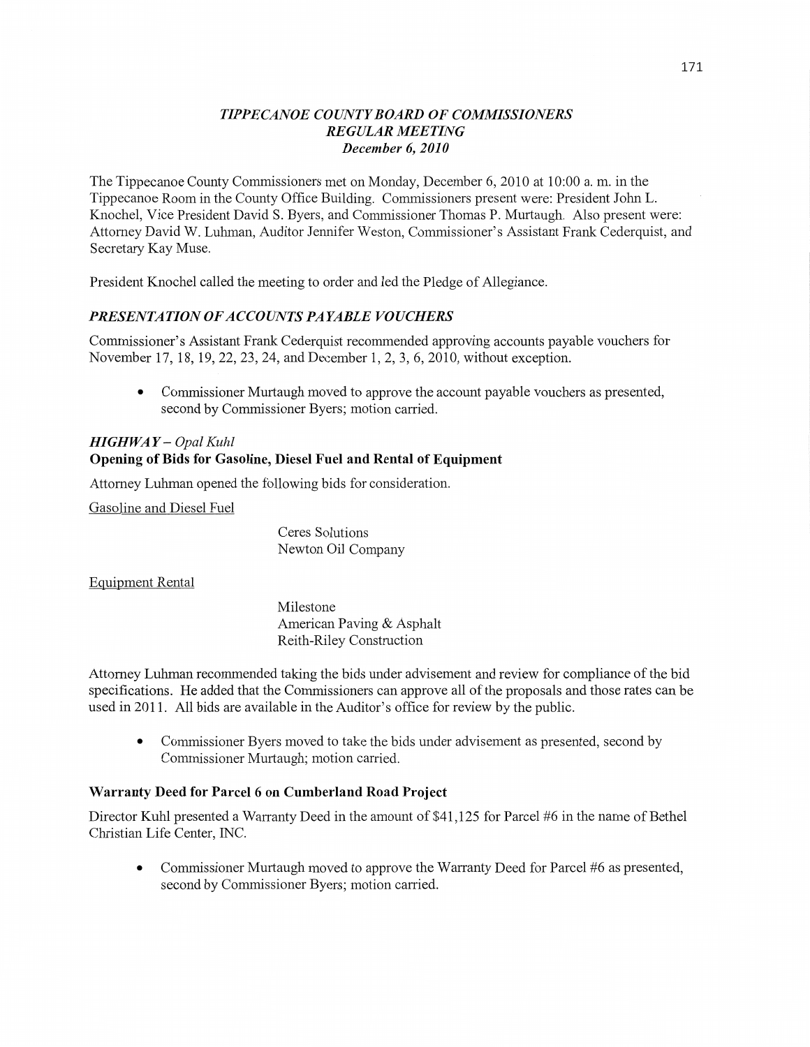# *TIPPECANOE COUNTY BOARD OF COMMISSIONERS*
## *REGULAR MEETING*
### *December 6, 2010*

The Tippecanoe County Commissioners met on Monday, December 6, 2010 at 10:00 a. m. in the Tippecanoe Room in the County Office Building. Commissioners present were: President John L. Knochel, Vice President David S. Byers, and Commissioner Thomas P. Murtaugh. Also present were: Attorney David W. Luhman, Auditor Jennifer Weston, Commissioner's Assistant Frank Cederquist, and Secretary Kay Muse.

President Knochel called the meeting to order and led the Pledge of Allegiance.

## *PRESENTATION OF ACCOUNTS PAYABLE VOUCHERS*

Commissioner's Assistant Frank Cederquist recommended approving accounts payable vouchers for November 17, 18, 19, 22, 23, 24, and December 1, 2, 3, 6, 2010, without exception.

- Commissioner Murtaugh moved to approve the account payable vouchers as presented, second by Commissioner Byers; motion carried.

## *HIGHWAY – Opal Kuhl*

### Opening of Bids for Gasoline, Diesel Fuel and Rental of Equipment

Attorney Luhman opened the following bids for consideration.

Gasoline and Diesel Fuel

Ceres Solutions  
Newton Oil Company

Equipment Rental

Milestone  
American Paving & Asphalt  
Reith-Riley Construction

Attorney Luhman recommended taking the bids under advisement and review for compliance of the bid specifications. He added that the Commissioners can approve all of the proposals and those rates can be used in 2011. All bids are available in the Auditor's office for review by the public.

- Commissioner Byers moved to take the bids under advisement as presented, second by Commissioner Murtaugh; motion carried.

### Warranty Deed for Parcel 6 on Cumberland Road Project

Director Kuhl presented a Warranty Deed in the amount of $41,125 for Parcel #6 in the name of Bethel Christian Life Center, INC.

- Commissioner Murtaugh moved to approve the Warranty Deed for Parcel #6 as presented, second by Commissioner Byers; motion carried.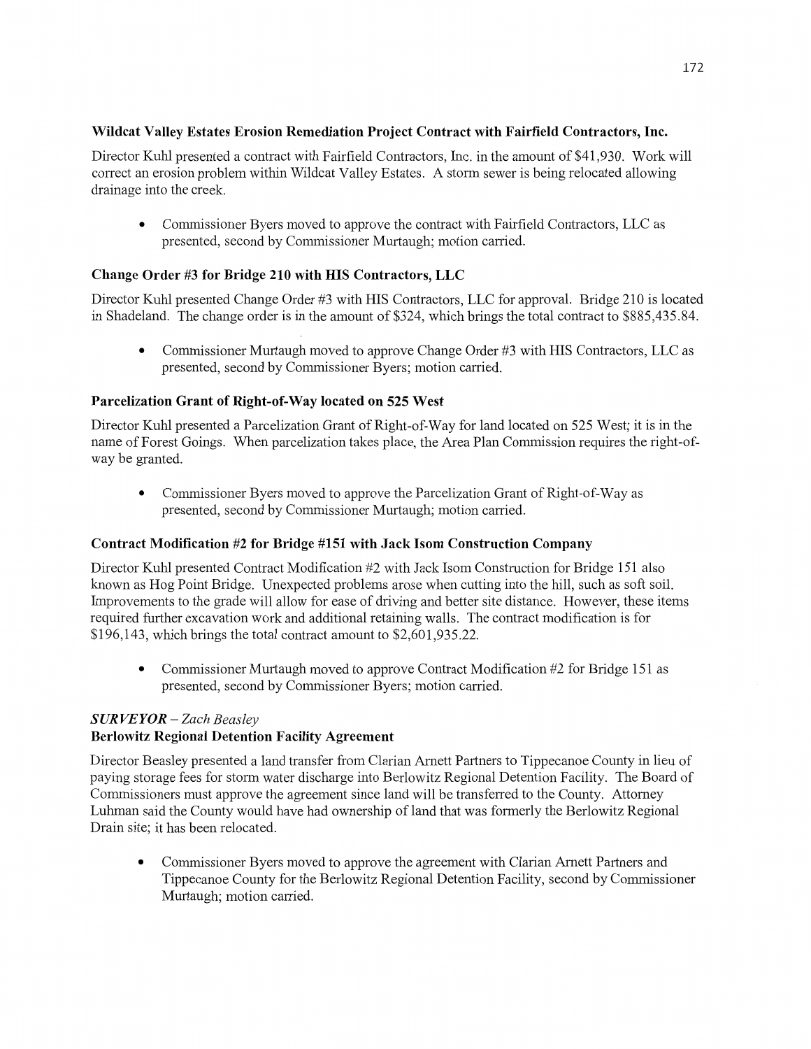**Wildcat Valley Estates Erosion Remediation Project Contract with Fairfield Contractors, Inc.**

Director Kuhl presented a contract with Fairfield Contractors, Inc. in the amount of $41,930. Work will correct an erosion problem within Wildcat Valley Estates. A storm sewer is being relocated allowing drainage into the creek.

- Commissioner Byers moved to approve the contract with Fairfield Contractors, LLC as presented, second by Commissioner Murtaugh; motion carried.

**Change Order #3 for Bridge 210 with HIS Contractors, LLC**

Director Kuhl presented Change Order #3 with HIS Contractors, LLC for approval. Bridge 210 is located in Shadeland. The change order is in the amount of $324, which brings the total contract to $885,435.84.

- Commissioner Murtaugh moved to approve Change Order #3 with HIS Contractors, LLC as presented, second by Commissioner Byers; motion carried.

**Parcelization Grant of Right-of-Way located on 525 West**

Director Kuhl presented a Parcelization Grant of Right-of-Way for land located on 525 West; it is in the name of Forest Goings. When parcelization takes place, the Area Plan Commission requires the right-of-way be granted.

- Commissioner Byers moved to approve the Parcelization Grant of Right-of-Way as presented, second by Commissioner Murtaugh; motion carried.

**Contract Modification #2 for Bridge #151 with Jack Isom Construction Company**

Director Kuhl presented Contract Modification #2 with Jack Isom Construction for Bridge 151 also known as Hog Point Bridge. Unexpected problems arose when cutting into the hill, such as soft soil. Improvements to the grade will allow for ease of driving and better site distance. However, these items required further excavation work and additional retaining walls. The contract modification is for $196,143, which brings the total contract amount to $2,601,935.22.

- Commissioner Murtaugh moved to approve Contract Modification #2 for Bridge 151 as presented, second by Commissioner Byers; motion carried.

***SURVEYOR** – Zach Beasley*

**Berlowitz Regional Detention Facility Agreement**

Director Beasley presented a land transfer from Clarian Arnett Partners to Tippecanoe County in lieu of paying storage fees for storm water discharge into Berlowitz Regional Detention Facility. The Board of Commissioners must approve the agreement since land will be transferred to the County. Attorney Luhman said the County would have had ownership of land that was formerly the Berlowitz Regional Drain site; it has been relocated.

- Commissioner Byers moved to approve the agreement with Clarian Arnett Partners and Tippecanoe County for the Berlowitz Regional Detention Facility, second by Commissioner Murtaugh; motion carried.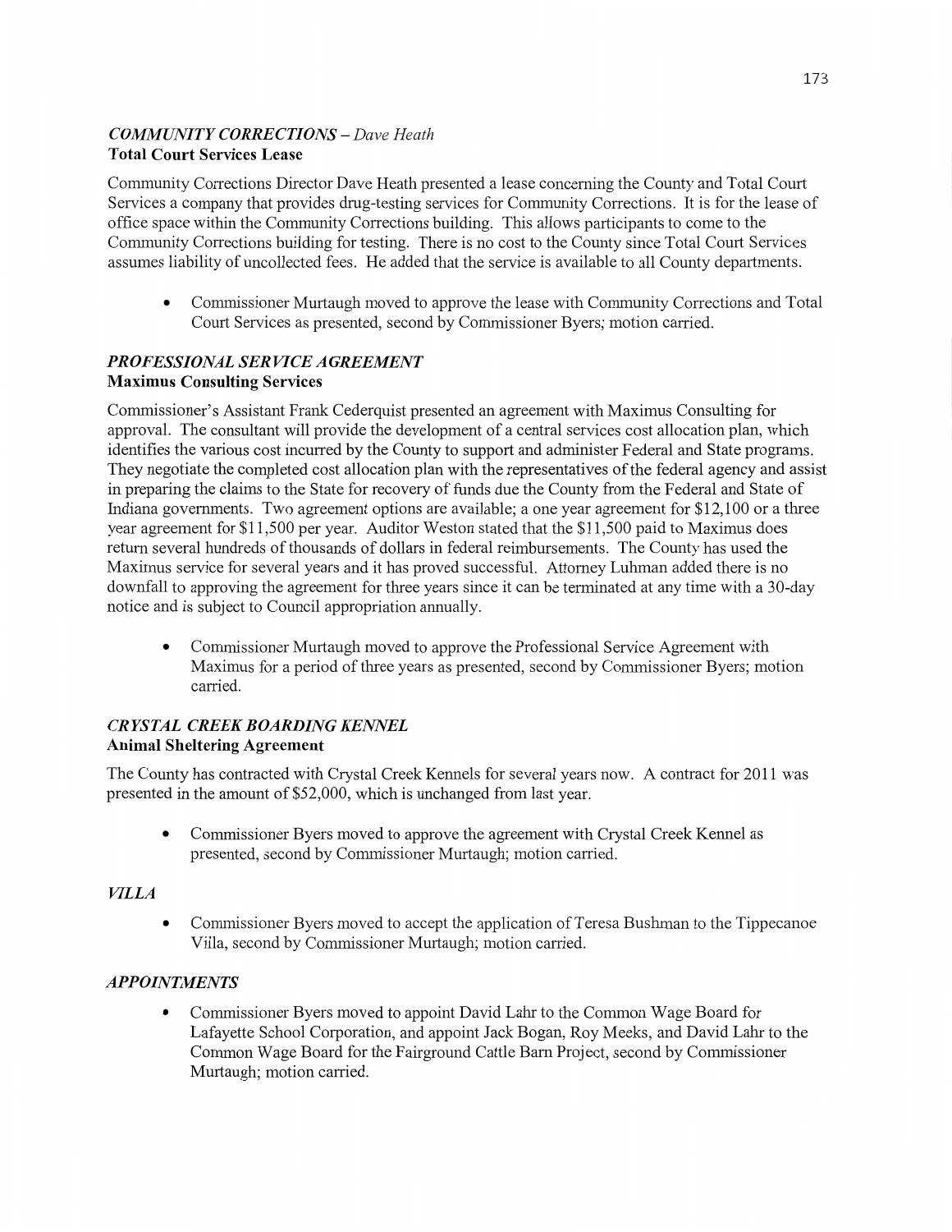### *COMMUNITY CORRECTIONS – Dave Heath*

**Total Court Services Lease**

Community Corrections Director Dave Heath presented a lease concerning the County and Total Court Services a company that provides drug-testing services for Community Corrections. It is for the lease of office space within the Community Corrections building. This allows participants to come to the Community Corrections building for testing. There is no cost to the County since Total Court Services assumes liability of uncollected fees. He added that the service is available to all County departments.

- Commissioner Murtaugh moved to approve the lease with Community Corrections and Total Court Services as presented, second by Commissioner Byers; motion carried.

### *PROFESSIONAL SERVICE AGREEMENT*

**Maximus Consulting Services**

Commissioner's Assistant Frank Cederquist presented an agreement with Maximus Consulting for approval. The consultant will provide the development of a central services cost allocation plan, which identifies the various cost incurred by the County to support and administer Federal and State programs. They negotiate the completed cost allocation plan with the representatives of the federal agency and assist in preparing the claims to the State for recovery of funds due the County from the Federal and State of Indiana governments. Two agreement options are available; a one year agreement for $12,100 or a three year agreement for $11,500 per year. Auditor Weston stated that the $11,500 paid to Maximus does return several hundreds of thousands of dollars in federal reimbursements. The County has used the Maximus service for several years and it has proved successful. Attorney Luhman added there is no downfall to approving the agreement for three years since it can be terminated at any time with a 30-day notice and is subject to Council appropriation annually.

- Commissioner Murtaugh moved to approve the Professional Service Agreement with Maximus for a period of three years as presented, second by Commissioner Byers; motion carried.

### *CRYSTAL CREEK BOARDING KENNEL*

**Animal Sheltering Agreement**

The County has contracted with Crystal Creek Kennels for several years now. A contract for 2011 was presented in the amount of $52,000, which is unchanged from last year.

- Commissioner Byers moved to approve the agreement with Crystal Creek Kennel as presented, second by Commissioner Murtaugh; motion carried.

### *VILLA*

- Commissioner Byers moved to accept the application of Teresa Bushman to the Tippecanoe Villa, second by Commissioner Murtaugh; motion carried.

### *APPOINTMENTS*

- Commissioner Byers moved to appoint David Lahr to the Common Wage Board for Lafayette School Corporation, and appoint Jack Bogan, Roy Meeks, and David Lahr to the Common Wage Board for the Fairground Cattle Barn Project, second by Commissioner Murtaugh; motion carried.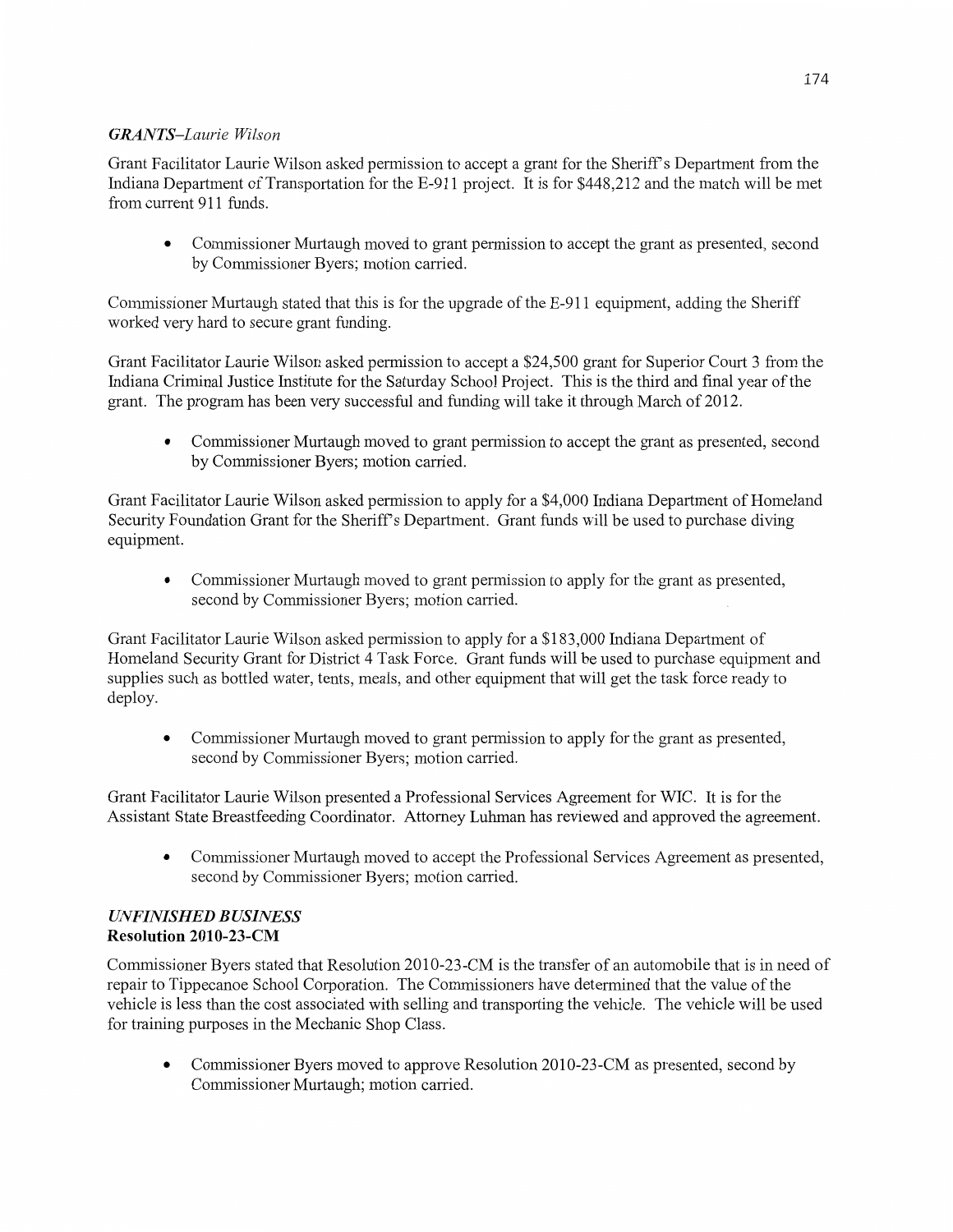### *GRANTS–Laurie Wilson*

Grant Facilitator Laurie Wilson asked permission to accept a grant for the Sheriff's Department from the Indiana Department of Transportation for the E-911 project. It is for $448,212 and the match will be met from current 911 funds.

- Commissioner Murtaugh moved to grant permission to accept the grant as presented, second by Commissioner Byers; motion carried.

Commissioner Murtaugh stated that this is for the upgrade of the E-911 equipment, adding the Sheriff worked very hard to secure grant funding.

Grant Facilitator Laurie Wilson asked permission to accept a $24,500 grant for Superior Court 3 from the Indiana Criminal Justice Institute for the Saturday School Project. This is the third and final year of the grant. The program has been very successful and funding will take it through March of 2012.

- Commissioner Murtaugh moved to grant permission to accept the grant as presented, second by Commissioner Byers; motion carried.

Grant Facilitator Laurie Wilson asked permission to apply for a $4,000 Indiana Department of Homeland Security Foundation Grant for the Sheriff's Department. Grant funds will be used to purchase diving equipment.

- Commissioner Murtaugh moved to grant permission to apply for the grant as presented, second by Commissioner Byers; motion carried.

Grant Facilitator Laurie Wilson asked permission to apply for a $183,000 Indiana Department of Homeland Security Grant for District 4 Task Force. Grant funds will be used to purchase equipment and supplies such as bottled water, tents, meals, and other equipment that will get the task force ready to deploy.

- Commissioner Murtaugh moved to grant permission to apply for the grant as presented, second by Commissioner Byers; motion carried.

Grant Facilitator Laurie Wilson presented a Professional Services Agreement for WIC. It is for the Assistant State Breastfeeding Coordinator. Attorney Luhman has reviewed and approved the agreement.

- Commissioner Murtaugh moved to accept the Professional Services Agreement as presented, second by Commissioner Byers; motion carried.

### *UNFINISHED BUSINESS*
**Resolution 2010-23-CM**

Commissioner Byers stated that Resolution 2010-23-CM is the transfer of an automobile that is in need of repair to Tippecanoe School Corporation. The Commissioners have determined that the value of the vehicle is less than the cost associated with selling and transporting the vehicle. The vehicle will be used for training purposes in the Mechanic Shop Class.

- Commissioner Byers moved to approve Resolution 2010-23-CM as presented, second by Commissioner Murtaugh; motion carried.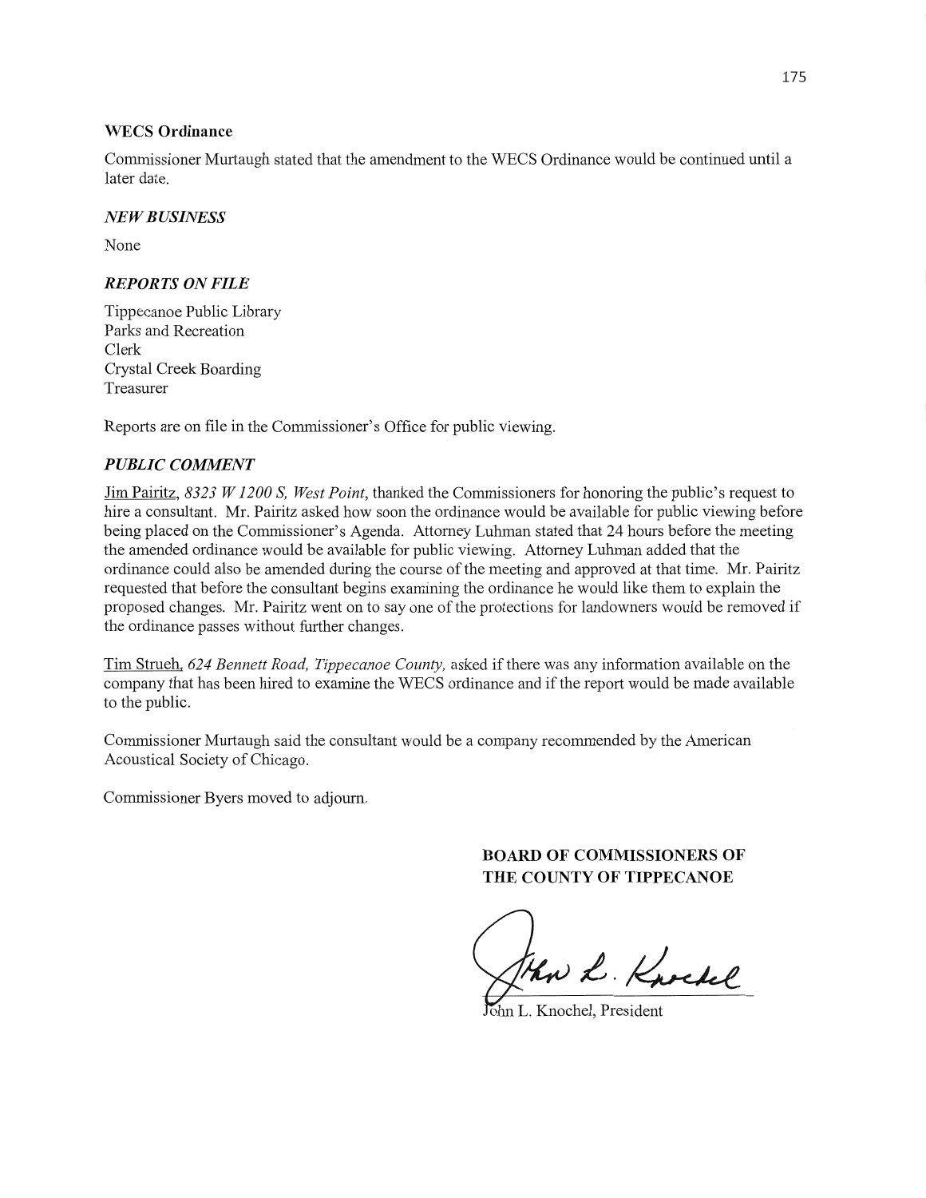**WECS Ordinance**

Commissioner Murtaugh stated that the amendment to the WECS Ordinance would be continued until a later date.

***NEW BUSINESS***

None

***REPORTS ON FILE***

Tippecanoe Public Library
Parks and Recreation
Clerk
Crystal Creek Boarding
Treasurer

Reports are on file in the Commissioner's Office for public viewing.

***PUBLIC COMMENT***

Jim Pairitz, *8323 W 1200 S, West Point*, thanked the Commissioners for honoring the public's request to hire a consultant. Mr. Pairitz asked how soon the ordinance would be available for public viewing before being placed on the Commissioner's Agenda. Attorney Luhman stated that 24 hours before the meeting the amended ordinance would be available for public viewing. Attorney Luhman added that the ordinance could also be amended during the course of the meeting and approved at that time. Mr. Pairitz requested that before the consultant begins examining the ordinance he would like them to explain the proposed changes. Mr. Pairitz went on to say one of the protections for landowners would be removed if the ordinance passes without further changes.

Tim Strueh, *624 Bennett Road, Tippecanoe County,* asked if there was any information available on the company that has been hired to examine the WECS ordinance and if the report would be made available to the public.

Commissioner Murtaugh said the consultant would be a company recommended by the American Acoustical Society of Chicago.

Commissioner Byers moved to adjourn.

**BOARD OF COMMISSIONERS OF THE COUNTY OF TIPPECANOE**

John L. Knochel, President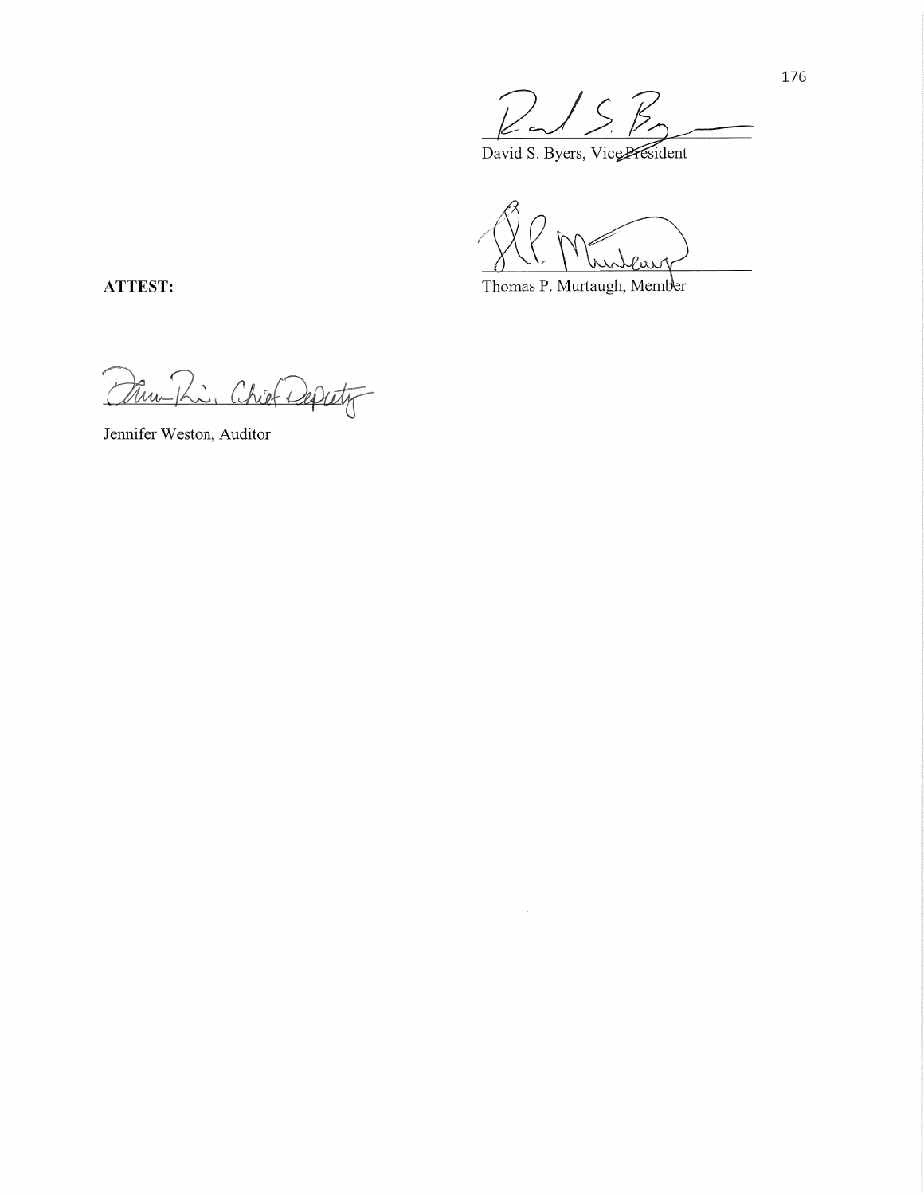David S. Byers, Vice President

Thomas P. Murtaugh, Member

**ATTEST:**

Chief Deputy

Jennifer Weston, Auditor